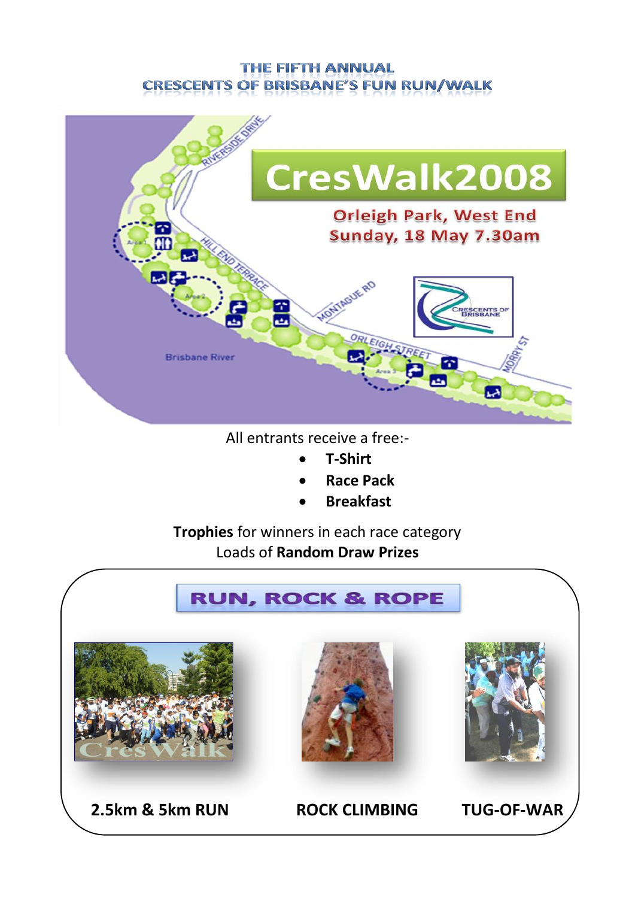# THE FIFTH ANNUAL
# CRESCENTS OF BRISBANE'S FUN RUN/WALK

## CresWalk2008

**Orleigh Park, West End**
**Sunday, 18 May 7.30am**

All entrants receive a free:-

- **T-Shirt**
- **Race Pack**
- **Breakfast**

**Trophies** for winners in each race category
Loads of **Random Draw Prizes**

## RUN, ROCK & ROPE

**2.5km & 5km RUN** | **ROCK CLIMBING** | **TUG-OF-WAR**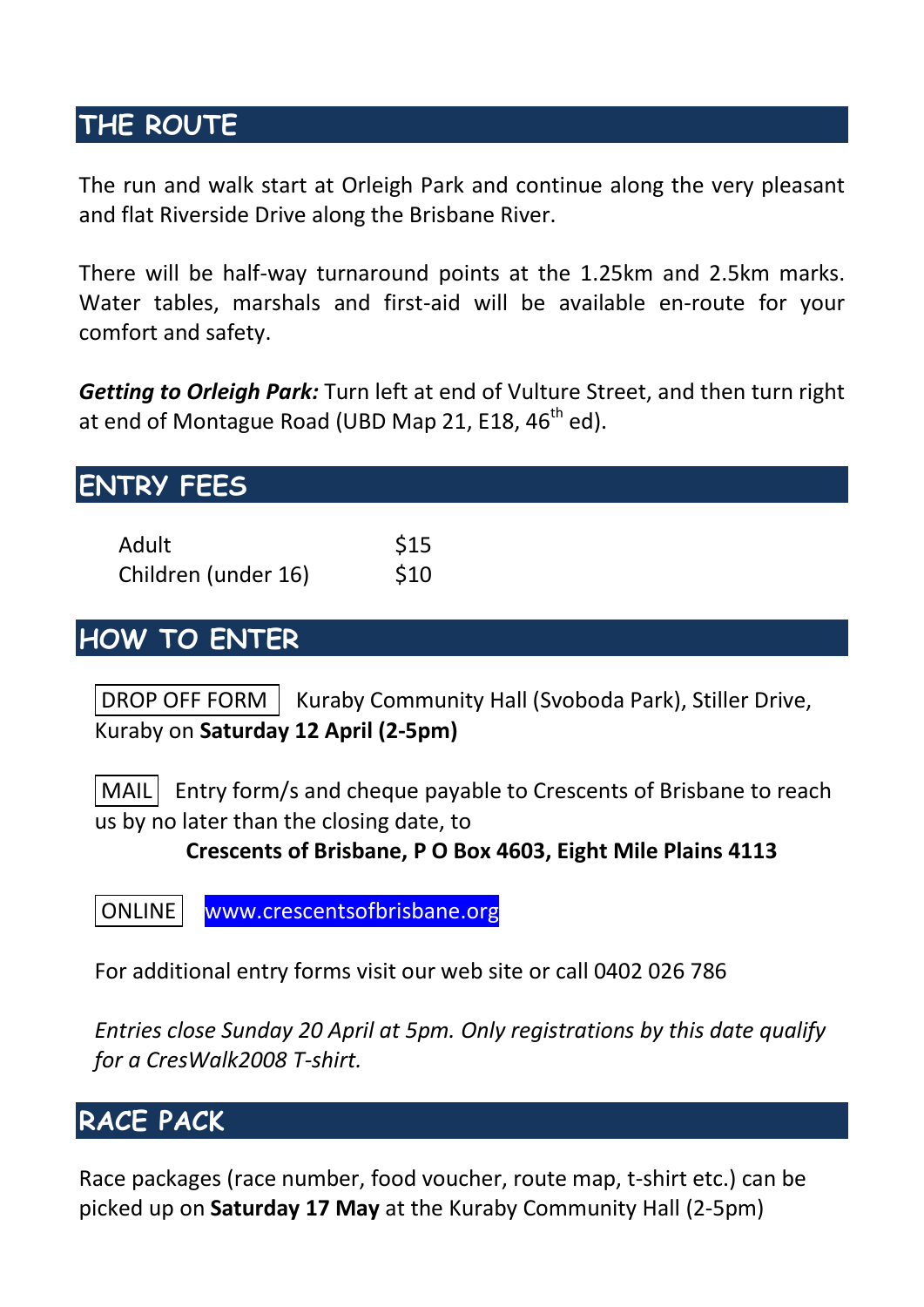## THE ROUTE

The run and walk start at Orleigh Park and continue along the very pleasant and flat Riverside Drive along the Brisbane River.

There will be half-way turnaround points at the 1.25km and 2.5km marks. Water tables, marshals and first-aid will be available en-route for your comfort and safety.

***Getting to Orleigh Park:*** Turn left at end of Vulture Street, and then turn right at end of Montague Road (UBD Map 21, E18, 46th ed).

## ENTRY FEES

| | |
|---|---|
| Adult | $15 |
| Children (under 16) | $10 |

## HOW TO ENTER

DROP OFF FORM  Kuraby Community Hall (Svoboda Park), Stiller Drive, Kuraby on **Saturday 12 April (2-5pm)**

MAIL  Entry form/s and cheque payable to Crescents of Brisbane to reach us by no later than the closing date, to

**Crescents of Brisbane, P O Box 4603, Eight Mile Plains 4113**

ONLINE  www.crescentsofbrisbane.org

For additional entry forms visit our web site or call 0402 026 786

*Entries close Sunday 20 April at 5pm. Only registrations by this date qualify for a CresWalk2008 T-shirt.*

## RACE PACK

Race packages (race number, food voucher, route map, t-shirt etc.) can be picked up on **Saturday 17 May** at the Kuraby Community Hall (2-5pm)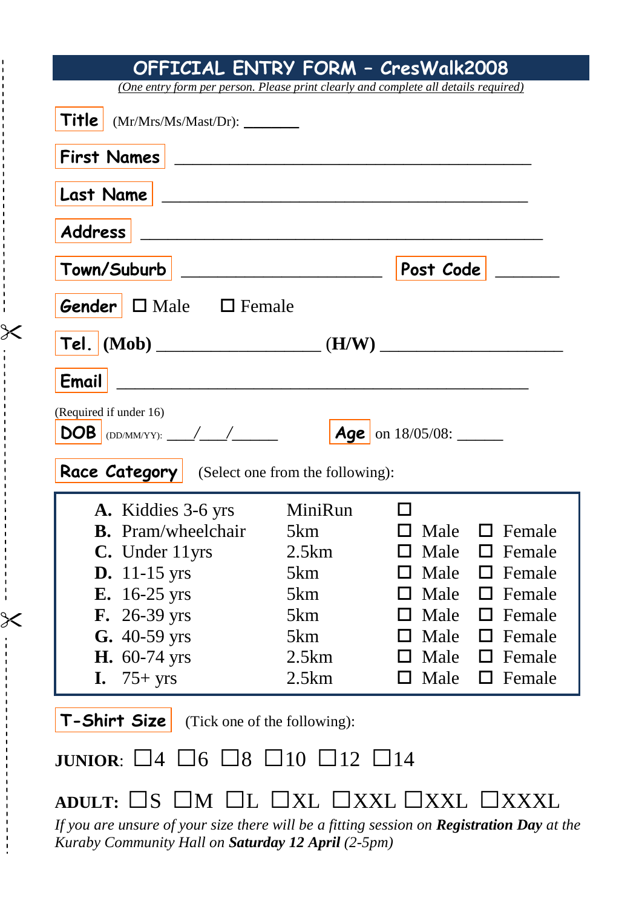# OFFICIAL ENTRY FORM – CresWalk2008

*(One entry form per person. Please print clearly and complete all details required)*

**Title** (Mr/Mrs/Ms/Mast/Dr): _______

**First Names** ________________________________________

**Last Name** ________________________________________

**Address** ________________________________________

**Town/Suburb** ______________________ **Post Code** _______

**Gender** ☐ Male ☐ Female

**Tel.** **(Mob)** __________________ **(H/W)** ____________________

**Email** ________________________________________

(Required if under 16)
**DOB** (DD/MM/YY): ___/___/_____ **Age** on 18/05/08: _____

**Race Category** (Select one from the following):

| | | | | |
|---|---|---|---|---|
| **A.** Kiddies 3-6 yrs | MiniRun | ☐ | | |
| **B.** Pram/wheelchair | 5km | ☐ Male | ☐ Female | |
| **C.** Under 11yrs | 2.5km | ☐ Male | ☐ Female | |
| **D.** 11-15 yrs | 5km | ☐ Male | ☐ Female | |
| **E.** 16-25 yrs | 5km | ☐ Male | ☐ Female | |
| **F.** 26-39 yrs | 5km | ☐ Male | ☐ Female | |
| **G.** 40-59 yrs | 5km | ☐ Male | ☐ Female | |
| **H.** 60-74 yrs | 2.5km | ☐ Male | ☐ Female | |
| **I.** 75+ yrs | 2.5km | ☐ Male | ☐ Female | |

**T-Shirt Size** (Tick one of the following):

**JUNIOR**: ☐4 ☐6 ☐8 ☐10 ☐12 ☐14

**ADULT:** ☐S ☐M ☐L ☐XL ☐XXL ☐XXL ☐XXXL

*If you are unsure of your size there will be a fitting session on* ***Registration Day*** *at the Kuraby Community Hall on* ***Saturday 12 April*** *(2-5pm)*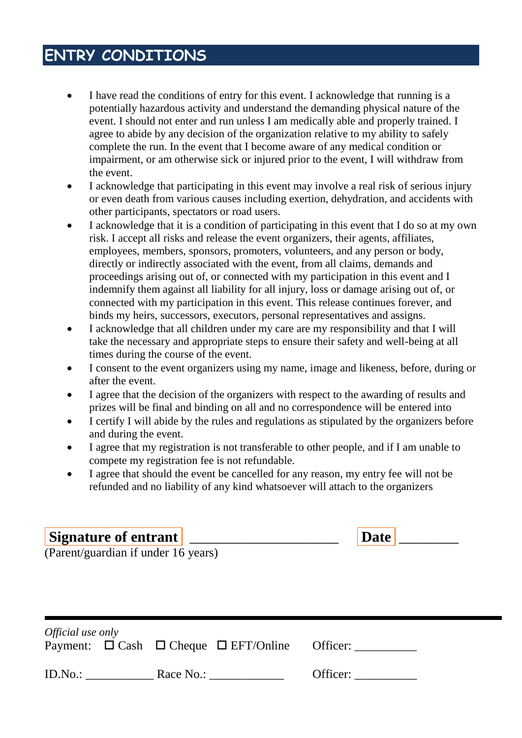# ENTRY CONDITIONS

- I have read the conditions of entry for this event. I acknowledge that running is a potentially hazardous activity and understand the demanding physical nature of the event. I should not enter and run unless I am medically able and properly trained. I agree to abide by any decision of the organization relative to my ability to safely complete the run. In the event that I become aware of any medical condition or impairment, or am otherwise sick or injured prior to the event, I will withdraw from the event.
- I acknowledge that participating in this event may involve a real risk of serious injury or even death from various causes including exertion, dehydration, and accidents with other participants, spectators or road users.
- I acknowledge that it is a condition of participating in this event that I do so at my own risk. I accept all risks and release the event organizers, their agents, affiliates, employees, members, sponsors, promoters, volunteers, and any person or body, directly or indirectly associated with the event, from all claims, demands and proceedings arising out of, or connected with my participation in this event and I indemnify them against all liability for all injury, loss or damage arising out of, or connected with my participation in this event. This release continues forever, and binds my heirs, successors, executors, personal representatives and assigns.
- I acknowledge that all children under my care are my responsibility and that I will take the necessary and appropriate steps to ensure their safety and well-being at all times during the course of the event.
- I consent to the event organizers using my name, image and likeness, before, during or after the event.
- I agree that the decision of the organizers with respect to the awarding of results and prizes will be final and binding on all and no correspondence will be entered into
- I certify I will abide by the rules and regulations as stipulated by the organizers before and during the event.
- I agree that my registration is not transferable to other people, and if I am unable to compete my registration fee is not refundable.
- I agree that should the event be cancelled for any reason, my entry fee will not be refunded and no liability of any kind whatsoever will attach to the organizers

**Signature of entrant** ____________________ **Date** ________
(Parent/guardian if under 16 years)

---

*Official use only*
Payment: ☐ Cash ☐ Cheque ☐ EFT/Online Officer: __________

ID.No.: ___________ Race No.: ____________ Officer: __________